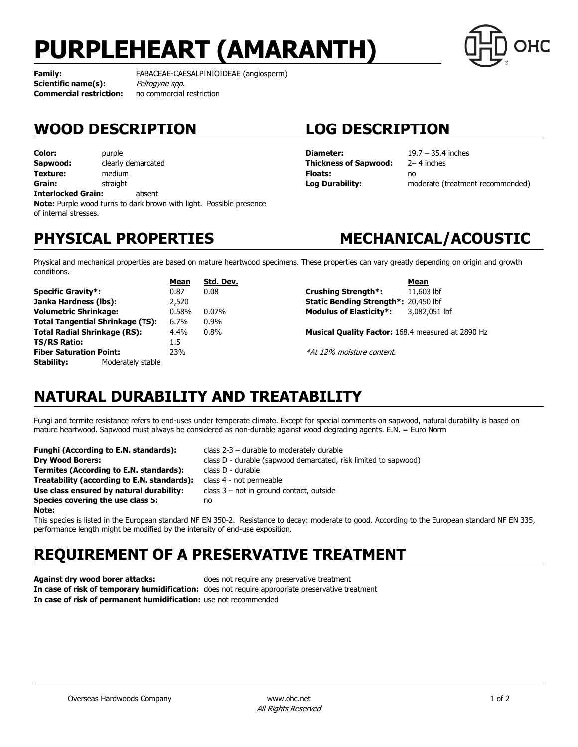# PURPLEHEART (AMARANTH)

**Family:** FABACEAE-CAESALPINIOIDEAE (angiosperm)
**Scientific name(s):** *Peltogyne spp.*
**Commercial restriction:** no commercial restriction

## WOOD DESCRIPTION

**Color:** purple
**Sapwood:** clearly demarcated
**Texture:** medium
**Grain:** straight
**Interlocked Grain:** absent
**Note:** Purple wood turns to dark brown with light. Possible presence of internal stresses.

## LOG DESCRIPTION

**Diameter:** 19.7 – 35.4 inches
**Thickness of Sapwood:** 2– 4 inches
**Floats:** no
**Log Durability:** moderate (treatment recommended)

## PHYSICAL PROPERTIES

Physical and mechanical properties are based on mature heartwood specimens. These properties can vary greatly depending on origin and growth conditions.

| | Mean | Std. Dev. |
|---|---|---|
| **Specific Gravity*:** | 0.87 | 0.08 |
| **Janka Hardness (lbs):** | 2,520 | |
| **Volumetric Shrinkage:** | 0.58% | 0.07% |
| **Total Tangential Shrinkage (TS):** | 6.7% | 0.9% |
| **Total Radial Shrinkage (RS):** | 4.4% | 0.8% |
| **TS/RS Ratio:** | 1.5 | |
| **Fiber Saturation Point:** | 23% | |
| **Stability:** | Moderately stable | |

## MECHANICAL/ACOUSTIC

| | Mean |
|---|---|
| **Crushing Strength*:** | 11,603 lbf |
| **Static Bending Strength*:** | 20,450 lbf |
| **Modulus of Elasticity*:** | 3,082,051 lbf |

**Musical Quality Factor:** 168.4 measured at 2890 Hz

*\*At 12% moisture content.*

## NATURAL DURABILITY AND TREATABILITY

Fungi and termite resistance refers to end-uses under temperate climate. Except for special comments on sapwood, natural durability is based on mature heartwood. Sapwood must always be considered as non-durable against wood degrading agents. E.N. = Euro Norm

**Funghi (According to E.N. standards):** class 2-3 – durable to moderately durable
**Dry Wood Borers:** class D - durable (sapwood demarcated, risk limited to sapwood)
**Termites (According to E.N. standards):** class D - durable
**Treatability (according to E.N. standards):** class 4 - not permeable
**Use class ensured by natural durability:** class 3 – not in ground contact, outside
**Species covering the use class 5:** no
**Note:**
This species is listed in the European standard NF EN 350-2. Resistance to decay: moderate to good. According to the European standard NF EN 335, performance length might be modified by the intensity of end-use exposition.

## REQUIREMENT OF A PRESERVATIVE TREATMENT

**Against dry wood borer attacks:** does not require any preservative treatment
**In case of risk of temporary humidification:** does not require appropriate preservative treatment
**In case of risk of permanent humidification:** use not recommended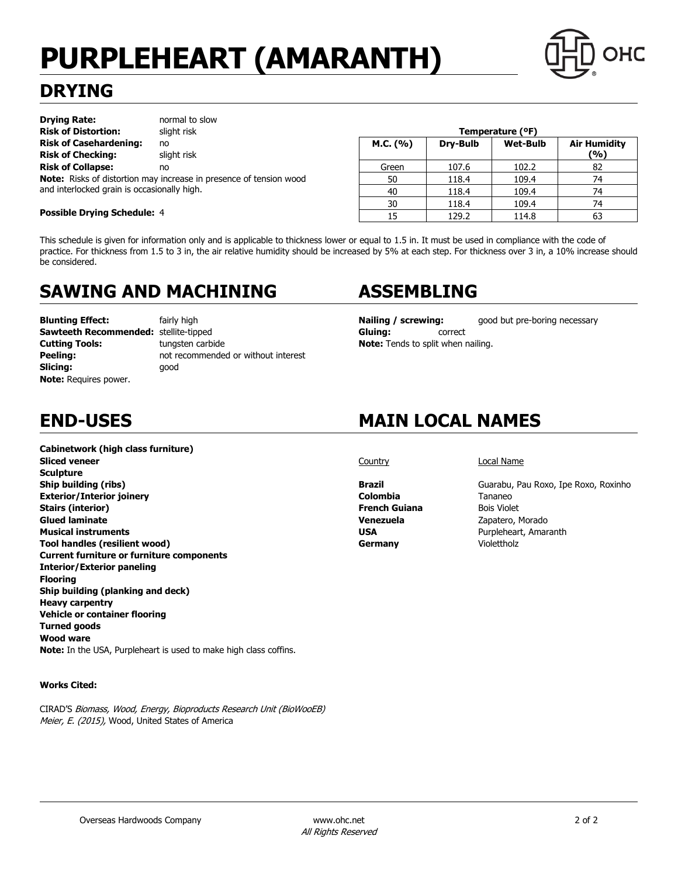# PURPLEHEART (AMARANTH)

## DRYING

**Drying Rate:** normal to slow
**Risk of Distortion:** slight risk
**Risk of Casehardening:** no
**Risk of Checking:** slight risk
**Risk of Collapse:** no
**Note:** Risks of distortion may increase in presence of tension wood and interlocked grain is occasionally high.

**Possible Drying Schedule:** 4

| | Temperature (°F) | | |
|---|---|---|---|
| **M.C. (%)** | **Dry-Bulb** | **Wet-Bulb** | **Air Humidity (%)** |
| Green | 107.6 | 102.2 | 82 |
| 50 | 118.4 | 109.4 | 74 |
| 40 | 118.4 | 109.4 | 74 |
| 30 | 118.4 | 109.4 | 74 |
| 15 | 129.2 | 114.8 | 63 |

This schedule is given for information only and is applicable to thickness lower or equal to 1.5 in. It must be used in compliance with the code of practice. For thickness from 1.5 to 3 in, the air relative humidity should be increased by 5% at each step. For thickness over 3 in, a 10% increase should be considered.

## SAWING AND MACHINING

**Blunting Effect:** fairly high
**Sawteeth Recommended:** stellite-tipped
**Cutting Tools:** tungsten carbide
**Peeling:** not recommended or without interest
**Slicing:** good
**Note:** Requires power.

## ASSEMBLING

**Nailing / screwing:** good but pre-boring necessary
**Gluing:** correct
**Note:** Tends to split when nailing.

## END-USES

**Cabinetwork (high class furniture)**
**Sliced veneer**
**Sculpture**
**Ship building (ribs)**
**Exterior/Interior joinery**
**Stairs (interior)**
**Glued laminate**
**Musical instruments**
**Tool handles (resilient wood)**
**Current furniture or furniture components**
**Interior/Exterior paneling**
**Flooring**
**Ship building (planking and deck)**
**Heavy carpentry**
**Vehicle or container flooring**
**Turned goods**
**Wood ware**
**Note:** In the USA, Purpleheart is used to make high class coffins.

## MAIN LOCAL NAMES

| Country | Local Name |
|---|---|
| **Brazil** | Guarabu, Pau Roxo, Ipe Roxo, Roxinho |
| **Colombia** | Tananeo |
| **French Guiana** | Bois Violet |
| **Venezuela** | Zapatero, Morado |
| **USA** | Purpleheart, Amaranth |
| **Germany** | Violettholz |

**Works Cited:**

CIRAD'S *Biomass, Wood, Energy, Bioproducts Research Unit (BioWooEB)*
*Meier, E. (2015),* Wood, United States of America